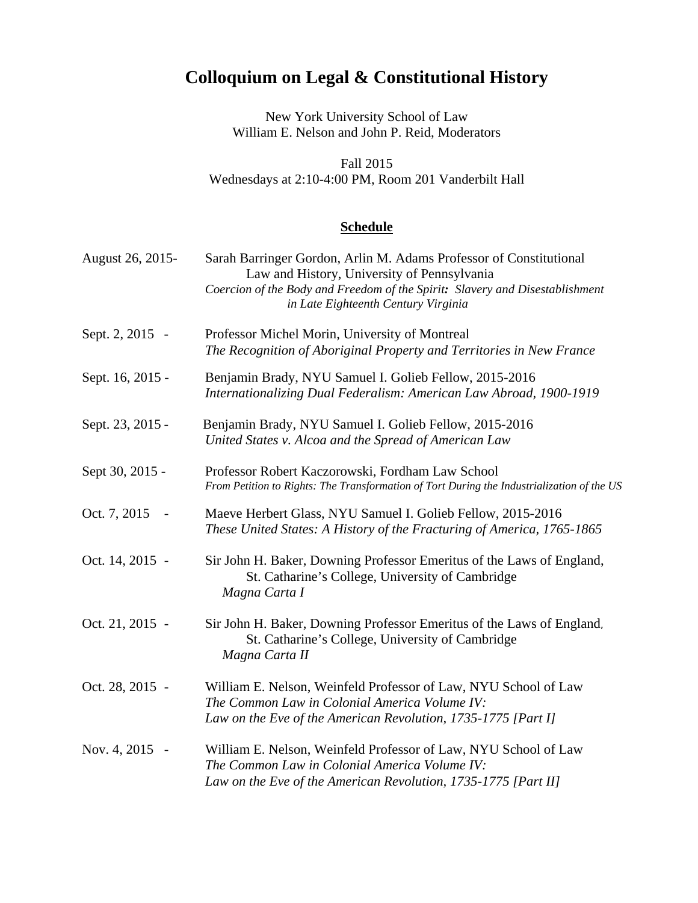# Colloquium on Legal & Constitutional History

New York University School of Law
William E. Nelson and John P. Reid, Moderators

Fall 2015
Wednesdays at 2:10-4:00 PM, Room 201 Vanderbilt Hall

## Schedule

August 26, 2015- Sarah Barringer Gordon, Arlin M. Adams Professor of Constitutional Law and History, University of Pennsylvania
*Coercion of the Body and Freedom of the Spirit: Slavery and Disestablishment in Late Eighteenth Century Virginia*

Sept. 2, 2015 - Professor Michel Morin, University of Montreal
*The Recognition of Aboriginal Property and Territories in New France*

Sept. 16, 2015 - Benjamin Brady, NYU Samuel I. Golieb Fellow, 2015-2016
*Internationalizing Dual Federalism: American Law Abroad, 1900-1919*

Sept. 23, 2015 - Benjamin Brady, NYU Samuel I. Golieb Fellow, 2015-2016
*United States v. Alcoa and the Spread of American Law*

Sept 30, 2015 - Professor Robert Kaczorowski, Fordham Law School
*From Petition to Rights: The Transformation of Tort During the Industrialization of the US*

Oct. 7, 2015 - Maeve Herbert Glass, NYU Samuel I. Golieb Fellow, 2015-2016
*These United States: A History of the Fracturing of America, 1765-1865*

Oct. 14, 2015 - Sir John H. Baker, Downing Professor Emeritus of the Laws of England, St. Catharine's College, University of Cambridge
*Magna Carta I*

Oct. 21, 2015 - Sir John H. Baker, Downing Professor Emeritus of the Laws of England, St. Catharine's College, University of Cambridge
*Magna Carta II*

Oct. 28, 2015 - William E. Nelson, Weinfeld Professor of Law, NYU School of Law
*The Common Law in Colonial America Volume IV: Law on the Eve of the American Revolution, 1735-1775 [Part I]*

Nov. 4, 2015 - William E. Nelson, Weinfeld Professor of Law, NYU School of Law
*The Common Law in Colonial America Volume IV: Law on the Eve of the American Revolution, 1735-1775 [Part II]*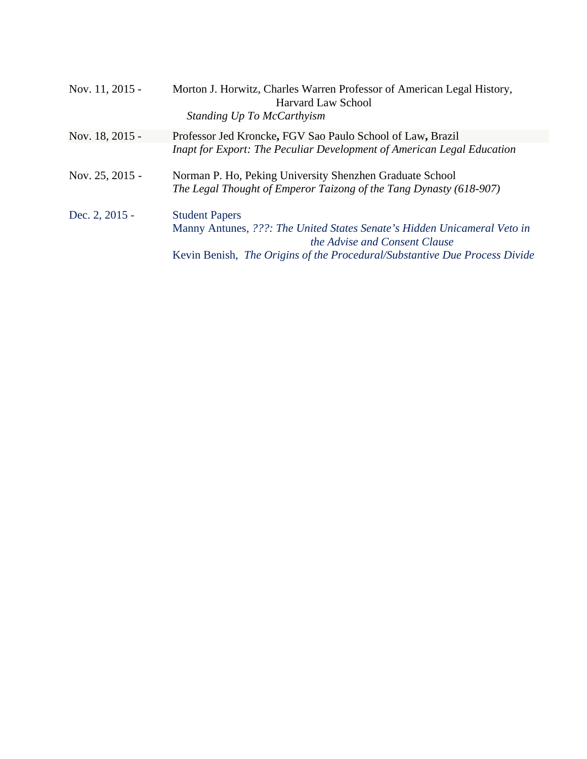Nov. 11, 2015 - Morton J. Horwitz, Charles Warren Professor of American Legal History, Harvard Law School
*Standing Up To McCarthyism*

Nov. 18, 2015 - Professor Jed Kroncke**,** FGV Sao Paulo School of Law**,** Brazil
*Inapt for Export: The Peculiar Development of American Legal Education*

Nov. 25, 2015 - Norman P. Ho, Peking University Shenzhen Graduate School
*The Legal Thought of Emperor Taizong of the Tang Dynasty (618-907)*

Dec. 2, 2015 - Student Papers
Manny Antunes, *???: The United States Senate's Hidden Unicameral Veto in the Advise and Consent Clause*
Kevin Benish, *The Origins of the Procedural/Substantive Due Process Divide*